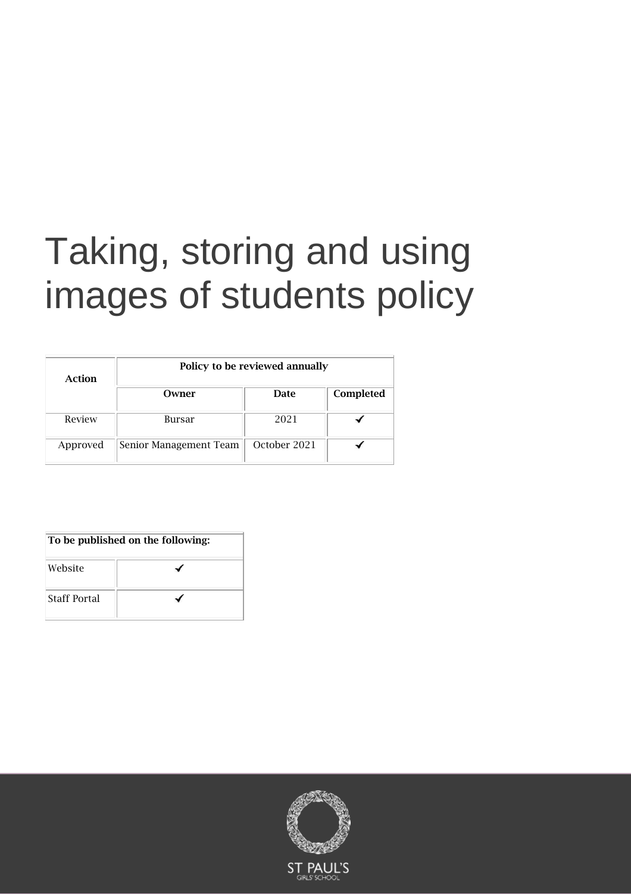# Taking, storing and using images of students policy

| Action | Policy to be reviewed annually | | |
|---|---|---|---|
| | **Owner** | **Date** | **Completed** |
| Review | Bursar | 2021 | ✓ |
| Approved | Senior Management Team | October 2021 | ✓ |

| To be published on the following: | |
|---|---|
| Website | ✓ |
| Staff Portal | ✓ |

ST PAUL'S
GIRLS' SCHOOL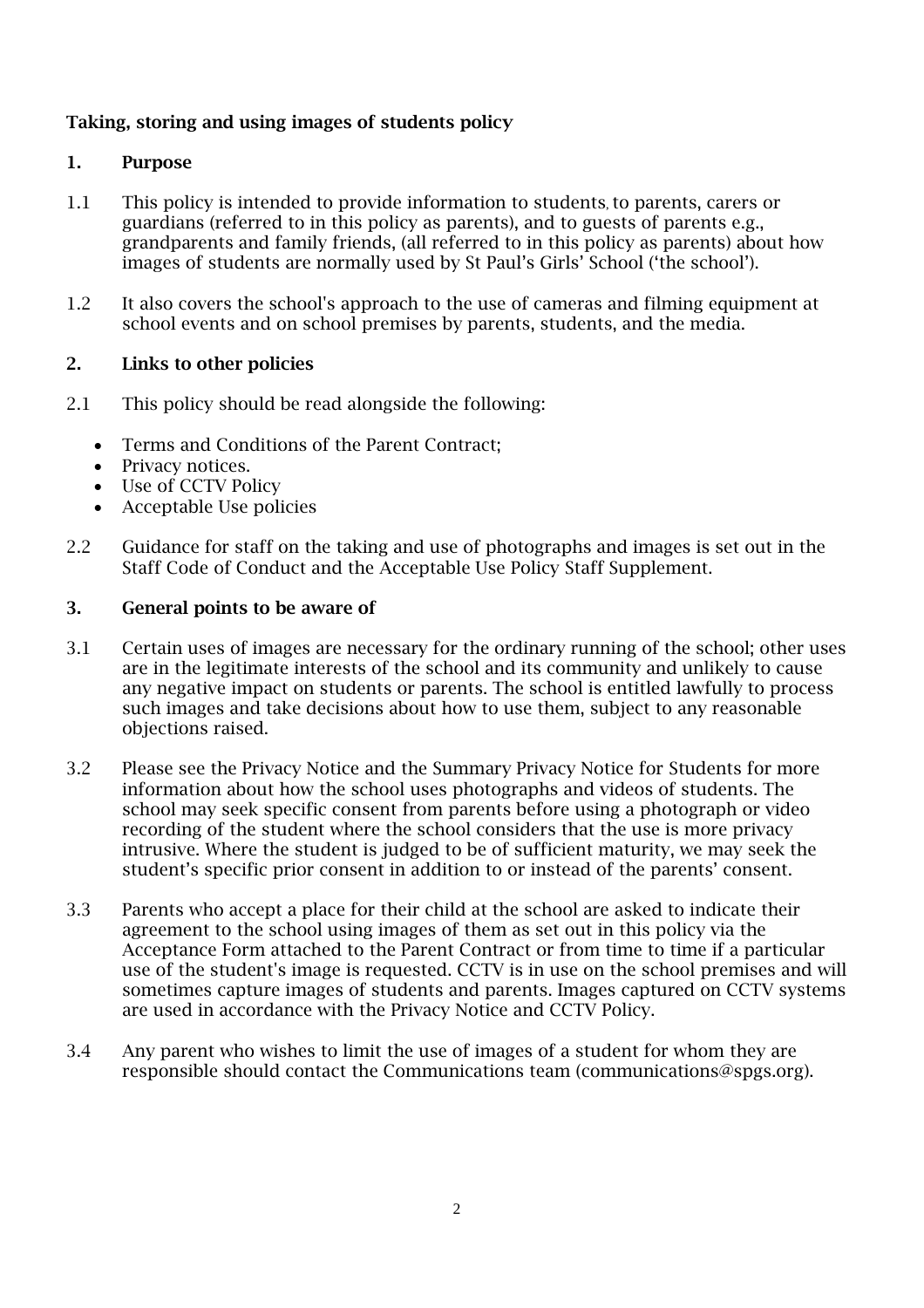**Taking, storing and using images of students policy**

## 1. Purpose

1.1 This policy is intended to provide information to students, to parents, carers or guardians (referred to in this policy as parents), and to guests of parents e.g., grandparents and family friends, (all referred to in this policy as parents) about how images of students are normally used by St Paul's Girls' School ('the school').

1.2 It also covers the school's approach to the use of cameras and filming equipment at school events and on school premises by parents, students, and the media.

## 2. Links to other policies

2.1 This policy should be read alongside the following:

- Terms and Conditions of the Parent Contract;
- Privacy notices.
- Use of CCTV Policy
- Acceptable Use policies

2.2 Guidance for staff on the taking and use of photographs and images is set out in the Staff Code of Conduct and the Acceptable Use Policy Staff Supplement.

## 3. General points to be aware of

3.1 Certain uses of images are necessary for the ordinary running of the school; other uses are in the legitimate interests of the school and its community and unlikely to cause any negative impact on students or parents. The school is entitled lawfully to process such images and take decisions about how to use them, subject to any reasonable objections raised.

3.2 Please see the Privacy Notice and the Summary Privacy Notice for Students for more information about how the school uses photographs and videos of students. The school may seek specific consent from parents before using a photograph or video recording of the student where the school considers that the use is more privacy intrusive. Where the student is judged to be of sufficient maturity, we may seek the student's specific prior consent in addition to or instead of the parents' consent.

3.3 Parents who accept a place for their child at the school are asked to indicate their agreement to the school using images of them as set out in this policy via the Acceptance Form attached to the Parent Contract or from time to time if a particular use of the student's image is requested. CCTV is in use on the school premises and will sometimes capture images of students and parents. Images captured on CCTV systems are used in accordance with the Privacy Notice and CCTV Policy.

3.4 Any parent who wishes to limit the use of images of a student for whom they are responsible should contact the Communications team (communications@spgs.org).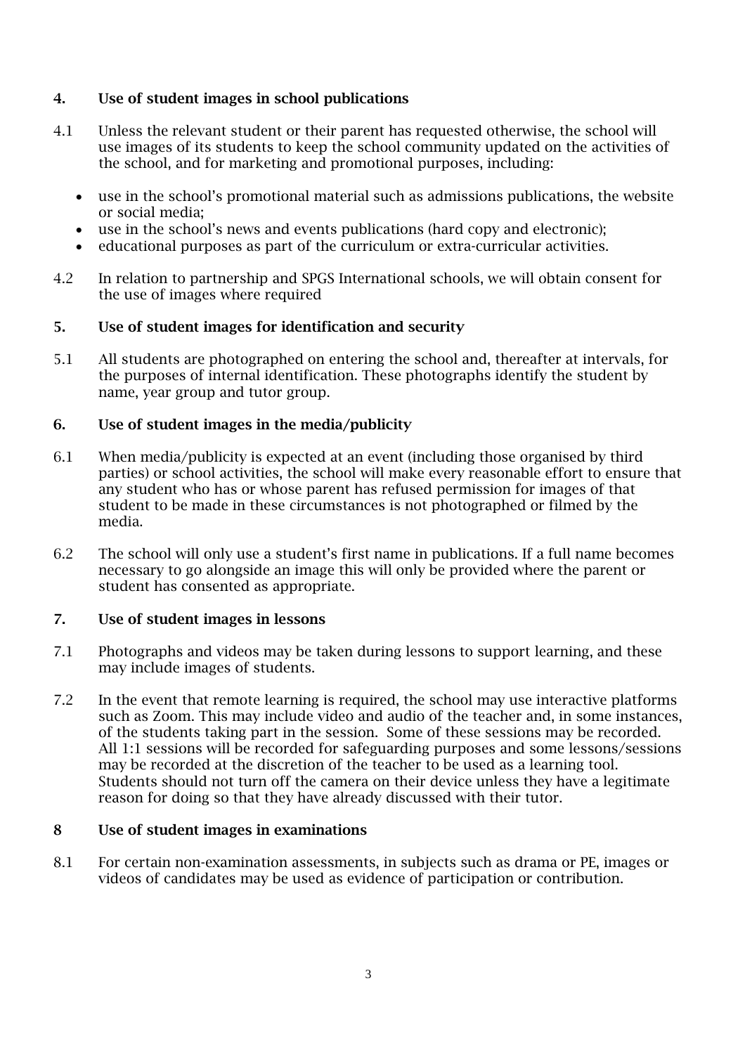## 4. Use of student images in school publications

4.1 Unless the relevant student or their parent has requested otherwise, the school will use images of its students to keep the school community updated on the activities of the school, and for marketing and promotional purposes, including:

- use in the school's promotional material such as admissions publications, the website or social media;
- use in the school's news and events publications (hard copy and electronic);
- educational purposes as part of the curriculum or extra-curricular activities.

4.2 In relation to partnership and SPGS International schools, we will obtain consent for the use of images where required

## 5. Use of student images for identification and security

5.1 All students are photographed on entering the school and, thereafter at intervals, for the purposes of internal identification. These photographs identify the student by name, year group and tutor group.

## 6. Use of student images in the media/publicity

6.1 When media/publicity is expected at an event (including those organised by third parties) or school activities, the school will make every reasonable effort to ensure that any student who has or whose parent has refused permission for images of that student to be made in these circumstances is not photographed or filmed by the media.

6.2 The school will only use a student's first name in publications. If a full name becomes necessary to go alongside an image this will only be provided where the parent or student has consented as appropriate.

## 7. Use of student images in lessons

7.1 Photographs and videos may be taken during lessons to support learning, and these may include images of students.

7.2 In the event that remote learning is required, the school may use interactive platforms such as Zoom. This may include video and audio of the teacher and, in some instances, of the students taking part in the session. Some of these sessions may be recorded. All 1:1 sessions will be recorded for safeguarding purposes and some lessons/sessions may be recorded at the discretion of the teacher to be used as a learning tool. Students should not turn off the camera on their device unless they have a legitimate reason for doing so that they have already discussed with their tutor.

## 8 Use of student images in examinations

8.1 For certain non-examination assessments, in subjects such as drama or PE, images or videos of candidates may be used as evidence of participation or contribution.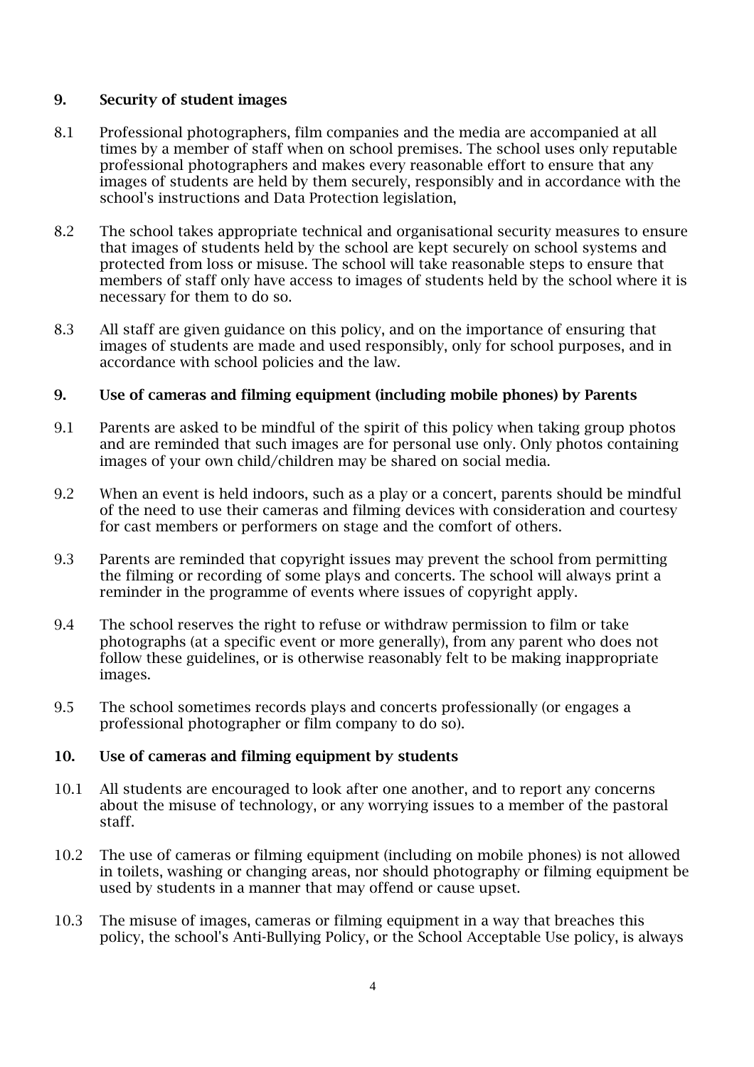## 9. Security of student images

8.1 Professional photographers, film companies and the media are accompanied at all times by a member of staff when on school premises. The school uses only reputable professional photographers and makes every reasonable effort to ensure that any images of students are held by them securely, responsibly and in accordance with the school's instructions and Data Protection legislation,

8.2 The school takes appropriate technical and organisational security measures to ensure that images of students held by the school are kept securely on school systems and protected from loss or misuse. The school will take reasonable steps to ensure that members of staff only have access to images of students held by the school where it is necessary for them to do so.

8.3 All staff are given guidance on this policy, and on the importance of ensuring that images of students are made and used responsibly, only for school purposes, and in accordance with school policies and the law.

## 9. Use of cameras and filming equipment (including mobile phones) by Parents

9.1 Parents are asked to be mindful of the spirit of this policy when taking group photos and are reminded that such images are for personal use only. Only photos containing images of your own child/children may be shared on social media.

9.2 When an event is held indoors, such as a play or a concert, parents should be mindful of the need to use their cameras and filming devices with consideration and courtesy for cast members or performers on stage and the comfort of others.

9.3 Parents are reminded that copyright issues may prevent the school from permitting the filming or recording of some plays and concerts. The school will always print a reminder in the programme of events where issues of copyright apply.

9.4 The school reserves the right to refuse or withdraw permission to film or take photographs (at a specific event or more generally), from any parent who does not follow these guidelines, or is otherwise reasonably felt to be making inappropriate images.

9.5 The school sometimes records plays and concerts professionally (or engages a professional photographer or film company to do so).

## 10. Use of cameras and filming equipment by students

10.1 All students are encouraged to look after one another, and to report any concerns about the misuse of technology, or any worrying issues to a member of the pastoral staff.

10.2 The use of cameras or filming equipment (including on mobile phones) is not allowed in toilets, washing or changing areas, nor should photography or filming equipment be used by students in a manner that may offend or cause upset.

10.3 The misuse of images, cameras or filming equipment in a way that breaches this policy, the school's Anti-Bullying Policy, or the School Acceptable Use policy, is always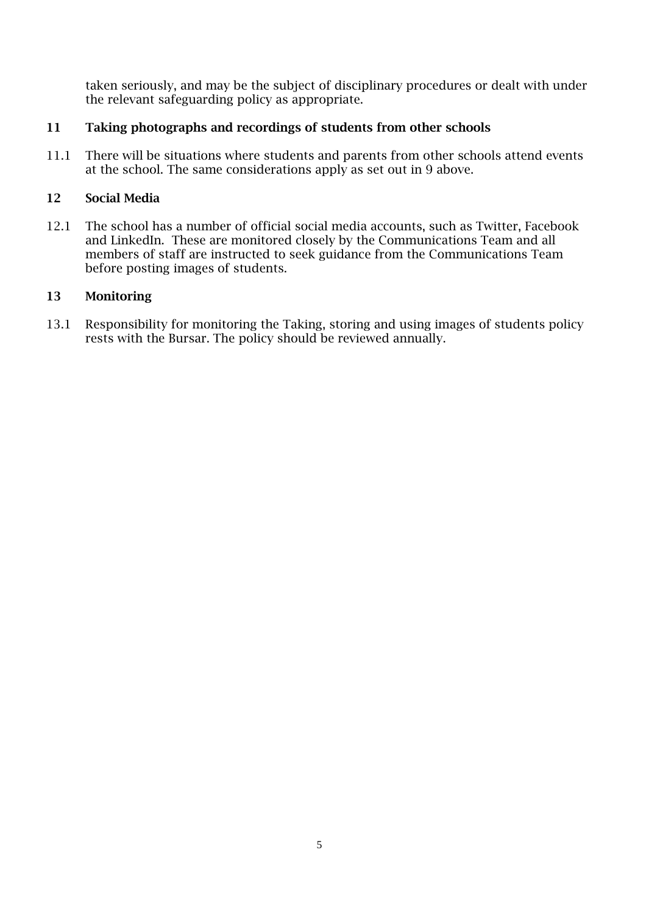taken seriously, and may be the subject of disciplinary procedures or dealt with under the relevant safeguarding policy as appropriate.

## 11 Taking photographs and recordings of students from other schools

11.1 There will be situations where students and parents from other schools attend events at the school. The same considerations apply as set out in 9 above.

## 12 Social Media

12.1 The school has a number of official social media accounts, such as Twitter, Facebook and LinkedIn. These are monitored closely by the Communications Team and all members of staff are instructed to seek guidance from the Communications Team before posting images of students.

## 13 Monitoring

13.1 Responsibility for monitoring the Taking, storing and using images of students policy rests with the Bursar. The policy should be reviewed annually.